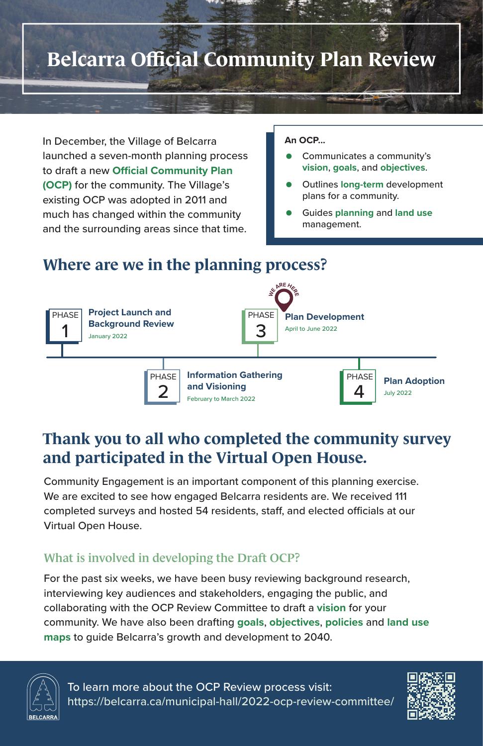# Belcarra Official Community Plan Review

In December, the Village of Belcarra launched a seven-month planning process to draft a new **Official Community Plan (OCP)** for the community. The Village's existing OCP was adopted in 2011 and much has changed within the community and the surrounding areas since that time.

**An OCP...**

- Communicates a community's **vision**, **goals**, and **objectives**.
- Outlines **long-term** development plans for a community.
- Guides **planning** and **land use** management.

## Where are we in the planning process?

- **PHASE 1 — Project Launch and Background Review**
  January 2022
- **PHASE 2 — Information Gathering and Visioning**
  February to March 2022
- **PHASE 3 — Plan Development** (WE ARE HERE)
  April to June 2022
- **PHASE 4 — Plan Adoption**
  July 2022

## Thank you to all who completed the community survey and participated in the Virtual Open House.

Community Engagement is an important component of this planning exercise. We are excited to see how engaged Belcarra residents are. We received 111 completed surveys and hosted 54 residents, staff, and elected officials at our Virtual Open House.

### What is involved in developing the Draft OCP?

For the past six weeks, we have been busy reviewing background research, interviewing key audiences and stakeholders, engaging the public, and collaborating with the OCP Review Committee to draft a **vision** for your community. We have also been drafting **goals**, **objectives**, **policies** and **land use maps** to guide Belcarra's growth and development to 2040.

BELCARRA

To learn more about the OCP Review process visit:
https://belcarra.ca/municipal-hall/2022-ocp-review-committee/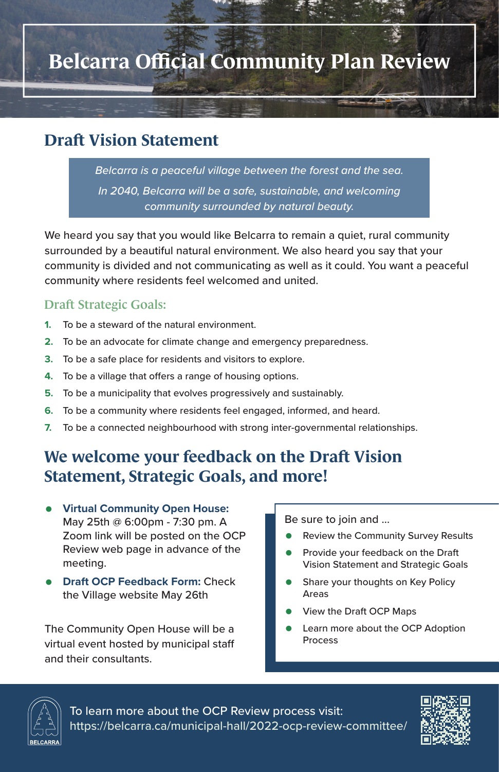# Belcarra Official Community Plan Review

## Draft Vision Statement

*Belcarra is a peaceful village between the forest and the sea.*

*In 2040, Belcarra will be a safe, sustainable, and welcoming community surrounded by natural beauty.*

We heard you say that you would like Belcarra to remain a quiet, rural community surrounded by a beautiful natural environment. We also heard you say that your community is divided and not communicating as well as it could. You want a peaceful community where residents feel welcomed and united.

### Draft Strategic Goals:

1. To be a steward of the natural environment.
2. To be an advocate for climate change and emergency preparedness.
3. To be a safe place for residents and visitors to explore.
4. To be a village that offers a range of housing options.
5. To be a municipality that evolves progressively and sustainably.
6. To be a community where residents feel engaged, informed, and heard.
7. To be a connected neighbourhood with strong inter-governmental relationships.

## We welcome your feedback on the Draft Vision Statement, Strategic Goals, and more!

- **Virtual Community Open House:** May 25th @ 6:00pm - 7:30 pm. A Zoom link will be posted on the OCP Review web page in advance of the meeting.
- **Draft OCP Feedback Form:** Check the Village website May 26th

The Community Open House will be a virtual event hosted by municipal staff and their consultants.

Be sure to join and ...

- Review the Community Survey Results
- Provide your feedback on the Draft Vision Statement and Strategic Goals
- Share your thoughts on Key Policy Areas
- View the Draft OCP Maps
- Learn more about the OCP Adoption Process

To learn more about the OCP Review process visit:
https://belcarra.ca/municipal-hall/2022-ocp-review-committee/